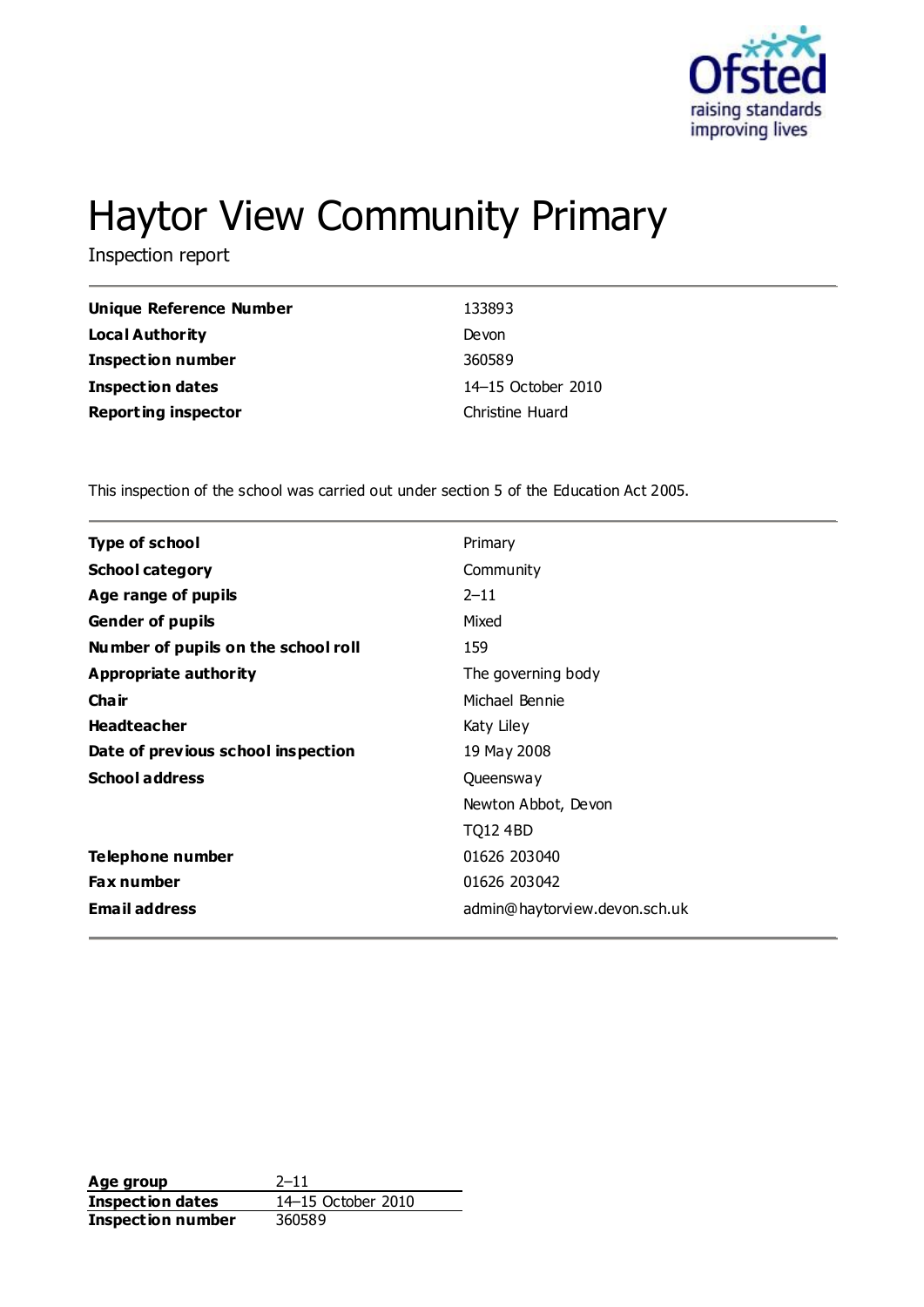# Haytor View Community Primary

Inspection report

| | |
|---|---|
| **Unique Reference Number** | 133893 |
| **Local Authority** | Devon |
| **Inspection number** | 360589 |
| **Inspection dates** | 14–15 October 2010 |
| **Reporting inspector** | Christine Huard |

This inspection of the school was carried out under section 5 of the Education Act 2005.

| | |
|---|---|
| **Type of school** | Primary |
| **School category** | Community |
| **Age range of pupils** | 2–11 |
| **Gender of pupils** | Mixed |
| **Number of pupils on the school roll** | 159 |
| **Appropriate authority** | The governing body |
| **Chair** | Michael Bennie |
| **Headteacher** | Katy Liley |
| **Date of previous school inspection** | 19 May 2008 |
| **School address** | Queensway |
| | Newton Abbot, Devon |
| | TQ12 4BD |
| **Telephone number** | 01626 203040 |
| **Fax number** | 01626 203042 |
| **Email address** | admin@haytorview.devon.sch.uk |

| | |
|---|---|
| **Age group** | 2–11 |
| **Inspection dates** | 14–15 October 2010 |
| **Inspection number** | 360589 |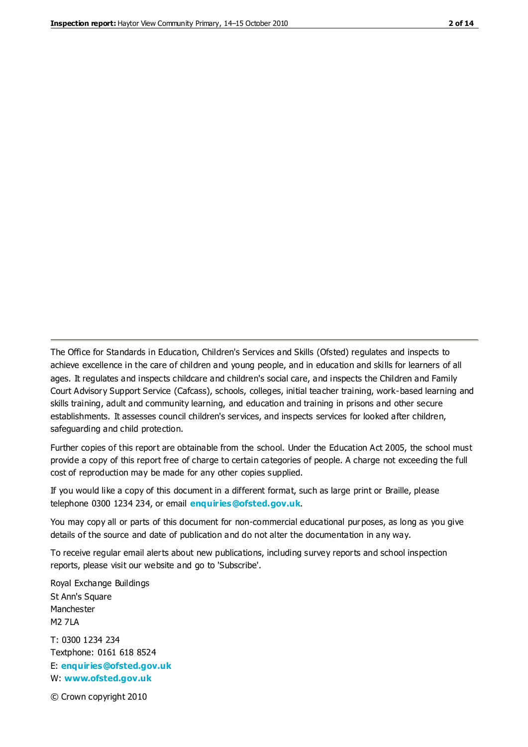The Office for Standards in Education, Children's Services and Skills (Ofsted) regulates and inspects to achieve excellence in the care of children and young people, and in education and skills for learners of all ages. It regulates and inspects childcare and children's social care, and inspects the Children and Family Court Advisory Support Service (Cafcass), schools, colleges, initial teacher training, work-based learning and skills training, adult and community learning, and education and training in prisons and other secure establishments. It assesses council children's services, and inspects services for looked after children, safeguarding and child protection.

Further copies of this report are obtainable from the school. Under the Education Act 2005, the school must provide a copy of this report free of charge to certain categories of people. A charge not exceeding the full cost of reproduction may be made for any other copies supplied.

If you would like a copy of this document in a different format, such as large print or Braille, please telephone 0300 1234 234, or email **enquiries@ofsted.gov.uk**.

You may copy all or parts of this document for non-commercial educational purposes, as long as you give details of the source and date of publication and do not alter the documentation in any way.

To receive regular email alerts about new publications, including survey reports and school inspection reports, please visit our website and go to 'Subscribe'.

Royal Exchange Buildings
St Ann's Square
Manchester
M2 7LA

T: 0300 1234 234
Textphone: 0161 618 8524
E: **enquiries@ofsted.gov.uk**
W: **www.ofsted.gov.uk**

© Crown copyright 2010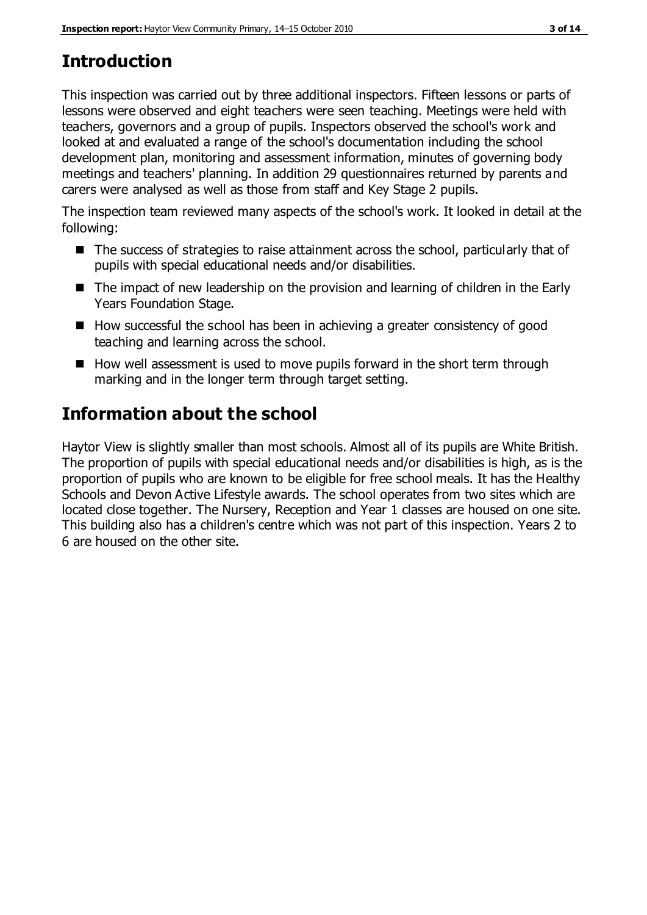## Introduction

This inspection was carried out by three additional inspectors. Fifteen lessons or parts of lessons were observed and eight teachers were seen teaching. Meetings were held with teachers, governors and a group of pupils. Inspectors observed the school's work and looked at and evaluated a range of the school's documentation including the school development plan, monitoring and assessment information, minutes of governing body meetings and teachers' planning. In addition 29 questionnaires returned by parents and carers were analysed as well as those from staff and Key Stage 2 pupils.

The inspection team reviewed many aspects of the school's work. It looked in detail at the following:

- The success of strategies to raise attainment across the school, particularly that of pupils with special educational needs and/or disabilities.
- The impact of new leadership on the provision and learning of children in the Early Years Foundation Stage.
- How successful the school has been in achieving a greater consistency of good teaching and learning across the school.
- How well assessment is used to move pupils forward in the short term through marking and in the longer term through target setting.

## Information about the school

Haytor View is slightly smaller than most schools. Almost all of its pupils are White British. The proportion of pupils with special educational needs and/or disabilities is high, as is the proportion of pupils who are known to be eligible for free school meals. It has the Healthy Schools and Devon Active Lifestyle awards. The school operates from two sites which are located close together. The Nursery, Reception and Year 1 classes are housed on one site. This building also has a children's centre which was not part of this inspection. Years 2 to 6 are housed on the other site.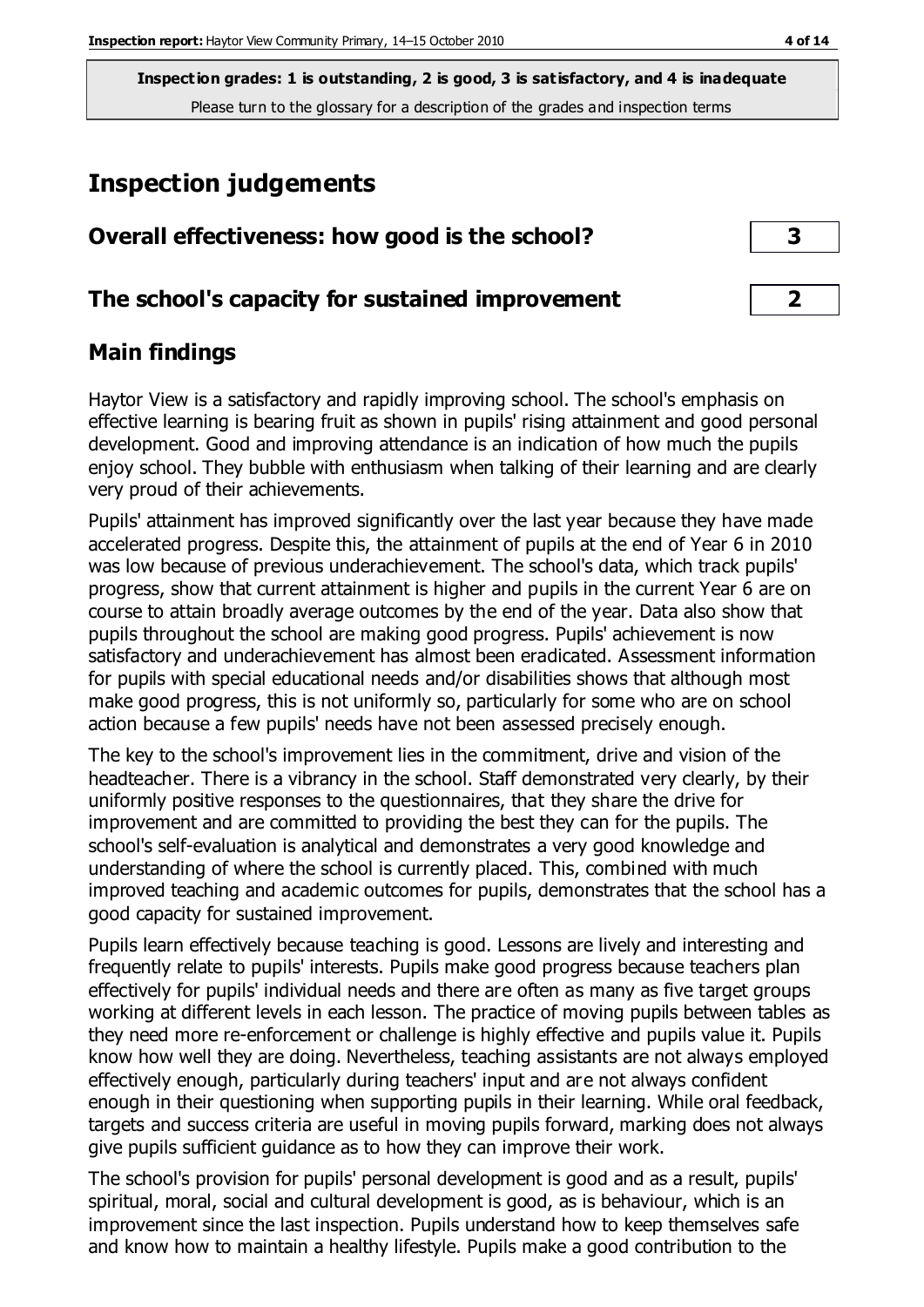**Inspection grades: 1 is outstanding, 2 is good, 3 is satisfactory, and 4 is inadequate**
Please turn to the glossary for a description of the grades and inspection terms

# Inspection judgements

| Overall effectiveness: how good is the school? | 3 |
|---|---|
| **The school's capacity for sustained improvement** | **2** |

## Main findings

Haytor View is a satisfactory and rapidly improving school. The school's emphasis on effective learning is bearing fruit as shown in pupils' rising attainment and good personal development. Good and improving attendance is an indication of how much the pupils enjoy school. They bubble with enthusiasm when talking of their learning and are clearly very proud of their achievements.

Pupils' attainment has improved significantly over the last year because they have made accelerated progress. Despite this, the attainment of pupils at the end of Year 6 in 2010 was low because of previous underachievement. The school's data, which track pupils' progress, show that current attainment is higher and pupils in the current Year 6 are on course to attain broadly average outcomes by the end of the year. Data also show that pupils throughout the school are making good progress. Pupils' achievement is now satisfactory and underachievement has almost been eradicated. Assessment information for pupils with special educational needs and/or disabilities shows that although most make good progress, this is not uniformly so, particularly for some who are on school action because a few pupils' needs have not been assessed precisely enough.

The key to the school's improvement lies in the commitment, drive and vision of the headteacher. There is a vibrancy in the school. Staff demonstrated very clearly, by their uniformly positive responses to the questionnaires, that they share the drive for improvement and are committed to providing the best they can for the pupils. The school's self-evaluation is analytical and demonstrates a very good knowledge and understanding of where the school is currently placed. This, combined with much improved teaching and academic outcomes for pupils, demonstrates that the school has a good capacity for sustained improvement.

Pupils learn effectively because teaching is good. Lessons are lively and interesting and frequently relate to pupils' interests. Pupils make good progress because teachers plan effectively for pupils' individual needs and there are often as many as five target groups working at different levels in each lesson. The practice of moving pupils between tables as they need more re-enforcement or challenge is highly effective and pupils value it. Pupils know how well they are doing. Nevertheless, teaching assistants are not always employed effectively enough, particularly during teachers' input and are not always confident enough in their questioning when supporting pupils in their learning. While oral feedback, targets and success criteria are useful in moving pupils forward, marking does not always give pupils sufficient guidance as to how they can improve their work.

The school's provision for pupils' personal development is good and as a result, pupils' spiritual, moral, social and cultural development is good, as is behaviour, which is an improvement since the last inspection. Pupils understand how to keep themselves safe and know how to maintain a healthy lifestyle. Pupils make a good contribution to the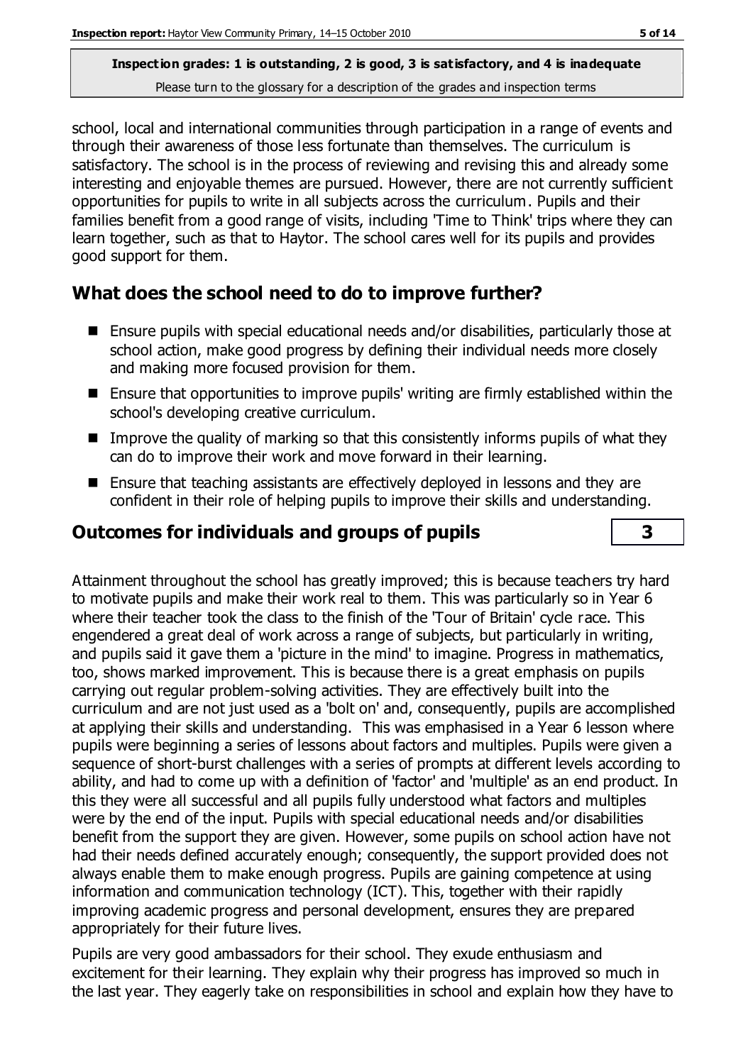school, local and international communities through participation in a range of events and through their awareness of those less fortunate than themselves. The curriculum is satisfactory. The school is in the process of reviewing and revising this and already some interesting and enjoyable themes are pursued. However, there are not currently sufficient opportunities for pupils to write in all subjects across the curriculum. Pupils and their families benefit from a good range of visits, including 'Time to Think' trips where they can learn together, such as that to Haytor. The school cares well for its pupils and provides good support for them.

## What does the school need to do to improve further?

- Ensure pupils with special educational needs and/or disabilities, particularly those at school action, make good progress by defining their individual needs more closely and making more focused provision for them.
- Ensure that opportunities to improve pupils' writing are firmly established within the school's developing creative curriculum.
- Improve the quality of marking so that this consistently informs pupils of what they can do to improve their work and move forward in their learning.
- Ensure that teaching assistants are effectively deployed in lessons and they are confident in their role of helping pupils to improve their skills and understanding.

## Outcomes for individuals and groups of pupils — 3

Attainment throughout the school has greatly improved; this is because teachers try hard to motivate pupils and make their work real to them. This was particularly so in Year 6 where their teacher took the class to the finish of the 'Tour of Britain' cycle race. This engendered a great deal of work across a range of subjects, but particularly in writing, and pupils said it gave them a 'picture in the mind' to imagine. Progress in mathematics, too, shows marked improvement. This is because there is a great emphasis on pupils carrying out regular problem-solving activities. They are effectively built into the curriculum and are not just used as a 'bolt on' and, consequently, pupils are accomplished at applying their skills and understanding. This was emphasised in a Year 6 lesson where pupils were beginning a series of lessons about factors and multiples. Pupils were given a sequence of short-burst challenges with a series of prompts at different levels according to ability, and had to come up with a definition of 'factor' and 'multiple' as an end product. In this they were all successful and all pupils fully understood what factors and multiples were by the end of the input. Pupils with special educational needs and/or disabilities benefit from the support they are given. However, some pupils on school action have not had their needs defined accurately enough; consequently, the support provided does not always enable them to make enough progress. Pupils are gaining competence at using information and communication technology (ICT). This, together with their rapidly improving academic progress and personal development, ensures they are prepared appropriately for their future lives.

Pupils are very good ambassadors for their school. They exude enthusiasm and excitement for their learning. They explain why their progress has improved so much in the last year. They eagerly take on responsibilities in school and explain how they have to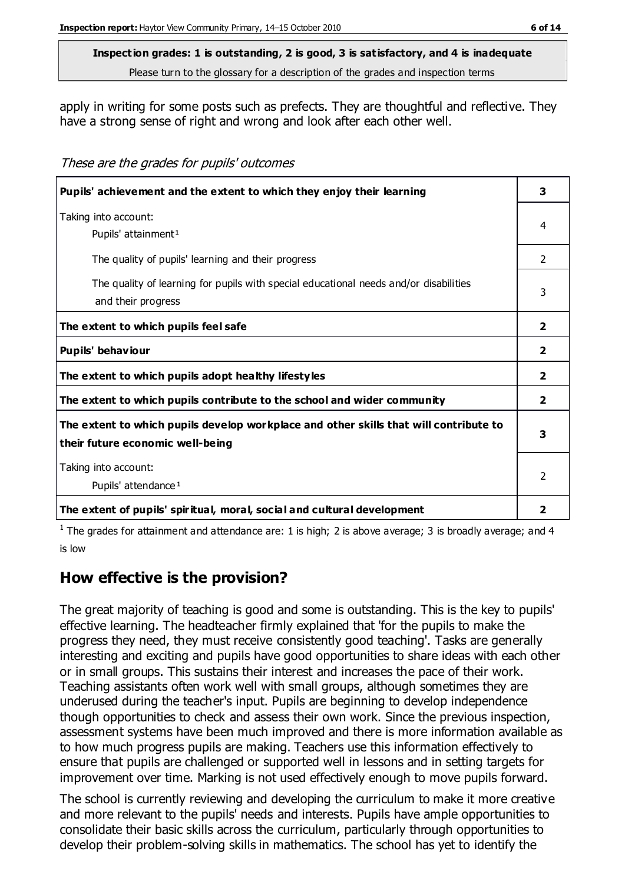**Inspection grades: 1 is outstanding, 2 is good, 3 is satisfactory, and 4 is inadequate**
Please turn to the glossary for a description of the grades and inspection terms

apply in writing for some posts such as prefects. They are thoughtful and reflective. They have a strong sense of right and wrong and look after each other well.

*These are the grades for pupils' outcomes*

| | |
|---|---|
| **Pupils' achievement and the extent to which they enjoy their learning** | **3** |
| Taking into account: Pupils' attainment[1] | 4 |
| The quality of pupils' learning and their progress | 2 |
| The quality of learning for pupils with special educational needs and/or disabilities and their progress | 3 |
| **The extent to which pupils feel safe** | **2** |
| **Pupils' behaviour** | **2** |
| **The extent to which pupils adopt healthy lifestyles** | **2** |
| **The extent to which pupils contribute to the school and wider community** | **2** |
| **The extent to which pupils develop workplace and other skills that will contribute to their future economic well-being** | **3** |
| Taking into account: Pupils' attendance[1] | 2 |
| **The extent of pupils' spiritual, moral, social and cultural development** | **2** |

[1] The grades for attainment and attendance are: 1 is high; 2 is above average; 3 is broadly average; and 4 is low

## How effective is the provision?

The great majority of teaching is good and some is outstanding. This is the key to pupils' effective learning. The headteacher firmly explained that 'for the pupils to make the progress they need, they must receive consistently good teaching'. Tasks are generally interesting and exciting and pupils have good opportunities to share ideas with each other or in small groups. This sustains their interest and increases the pace of their work. Teaching assistants often work well with small groups, although sometimes they are underused during the teacher's input. Pupils are beginning to develop independence though opportunities to check and assess their own work. Since the previous inspection, assessment systems have been much improved and there is more information available as to how much progress pupils are making. Teachers use this information effectively to ensure that pupils are challenged or supported well in lessons and in setting targets for improvement over time. Marking is not used effectively enough to move pupils forward.

The school is currently reviewing and developing the curriculum to make it more creative and more relevant to the pupils' needs and interests. Pupils have ample opportunities to consolidate their basic skills across the curriculum, particularly through opportunities to develop their problem-solving skills in mathematics. The school has yet to identify the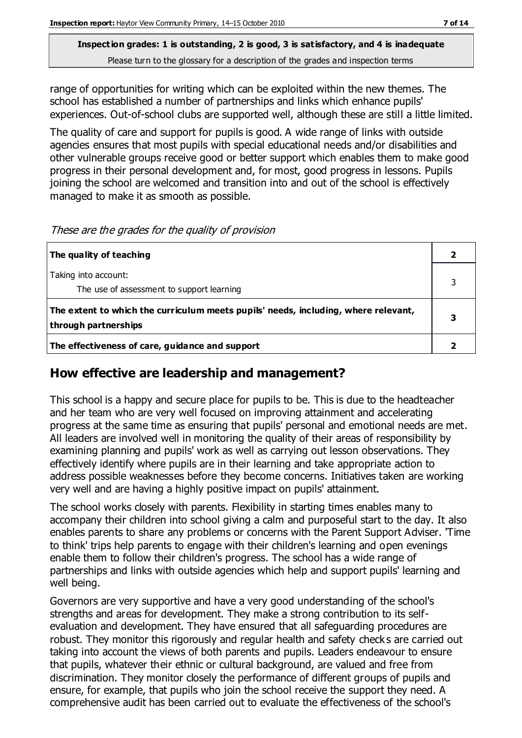range of opportunities for writing which can be exploited within the new themes. The school has established a number of partnerships and links which enhance pupils' experiences. Out-of-school clubs are supported well, although these are still a little limited.

The quality of care and support for pupils is good. A wide range of links with outside agencies ensures that most pupils with special educational needs and/or disabilities and other vulnerable groups receive good or better support which enables them to make good progress in their personal development and, for most, good progress in lessons. Pupils joining the school are welcomed and transition into and out of the school is effectively managed to make it as smooth as possible.

*These are the grades for the quality of provision*

| | |
|---|---|
| **The quality of teaching** | **2** |
| Taking into account:<br>The use of assessment to support learning | 3 |
| **The extent to which the curriculum meets pupils' needs, including, where relevant, through partnerships** | **3** |
| **The effectiveness of care, guidance and support** | **2** |

## How effective are leadership and management?

This school is a happy and secure place for pupils to be. This is due to the headteacher and her team who are very well focused on improving attainment and accelerating progress at the same time as ensuring that pupils' personal and emotional needs are met. All leaders are involved well in monitoring the quality of their areas of responsibility by examining planning and pupils' work as well as carrying out lesson observations. They effectively identify where pupils are in their learning and take appropriate action to address possible weaknesses before they become concerns. Initiatives taken are working very well and are having a highly positive impact on pupils' attainment.

The school works closely with parents. Flexibility in starting times enables many to accompany their children into school giving a calm and purposeful start to the day. It also enables parents to share any problems or concerns with the Parent Support Adviser. 'Time to think' trips help parents to engage with their children's learning and open evenings enable them to follow their children's progress. The school has a wide range of partnerships and links with outside agencies which help and support pupils' learning and well being.

Governors are very supportive and have a very good understanding of the school's strengths and areas for development. They make a strong contribution to its self-evaluation and development. They have ensured that all safeguarding procedures are robust. They monitor this rigorously and regular health and safety checks are carried out taking into account the views of both parents and pupils. Leaders endeavour to ensure that pupils, whatever their ethnic or cultural background, are valued and free from discrimination. They monitor closely the performance of different groups of pupils and ensure, for example, that pupils who join the school receive the support they need. A comprehensive audit has been carried out to evaluate the effectiveness of the school's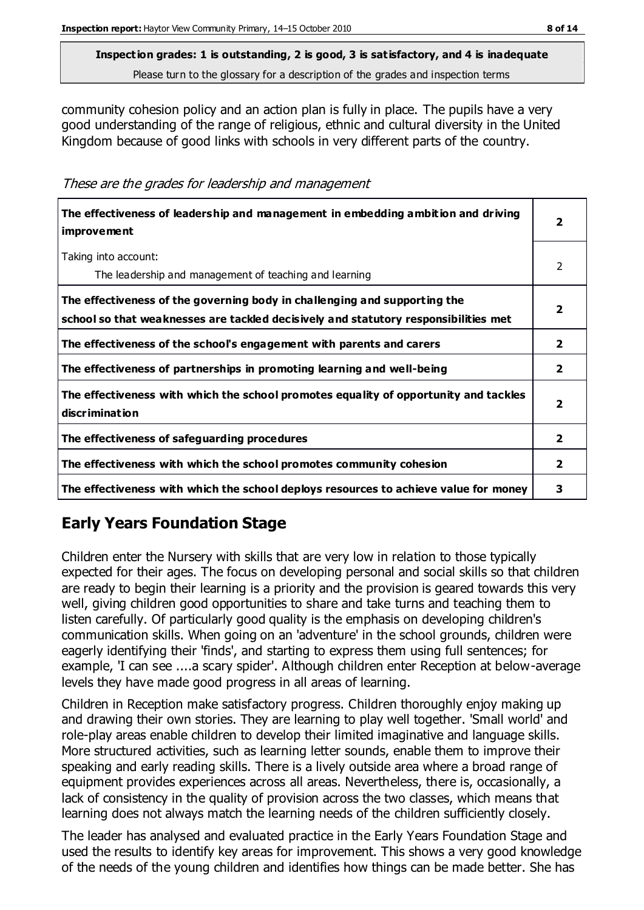**Inspection grades: 1 is outstanding, 2 is good, 3 is satisfactory, and 4 is inadequate**
Please turn to the glossary for a description of the grades and inspection terms

community cohesion policy and an action plan is fully in place. The pupils have a very good understanding of the range of religious, ethnic and cultural diversity in the United Kingdom because of good links with schools in very different parts of the country.

*These are the grades for leadership and management*

| | |
|---|---|
| **The effectiveness of leadership and management in embedding ambition and driving improvement** | **2** |
| Taking into account:<br>The leadership and management of teaching and learning | 2 |
| **The effectiveness of the governing body in challenging and supporting the school so that weaknesses are tackled decisively and statutory responsibilities met** | **2** |
| **The effectiveness of the school's engagement with parents and carers** | **2** |
| **The effectiveness of partnerships in promoting learning and well-being** | **2** |
| **The effectiveness with which the school promotes equality of opportunity and tackles discrimination** | **2** |
| **The effectiveness of safeguarding procedures** | **2** |
| **The effectiveness with which the school promotes community cohesion** | **2** |
| **The effectiveness with which the school deploys resources to achieve value for money** | **3** |

## Early Years Foundation Stage

Children enter the Nursery with skills that are very low in relation to those typically expected for their ages. The focus on developing personal and social skills so that children are ready to begin their learning is a priority and the provision is geared towards this very well, giving children good opportunities to share and take turns and teaching them to listen carefully. Of particularly good quality is the emphasis on developing children's communication skills. When going on an 'adventure' in the school grounds, children were eagerly identifying their 'finds', and starting to express them using full sentences; for example, 'I can see ....a scary spider'. Although children enter Reception at below-average levels they have made good progress in all areas of learning.

Children in Reception make satisfactory progress. Children thoroughly enjoy making up and drawing their own stories. They are learning to play well together. 'Small world' and role-play areas enable children to develop their limited imaginative and language skills. More structured activities, such as learning letter sounds, enable them to improve their speaking and early reading skills. There is a lively outside area where a broad range of equipment provides experiences across all areas. Nevertheless, there is, occasionally, a lack of consistency in the quality of provision across the two classes, which means that learning does not always match the learning needs of the children sufficiently closely.

The leader has analysed and evaluated practice in the Early Years Foundation Stage and used the results to identify key areas for improvement. This shows a very good knowledge of the needs of the young children and identifies how things can be made better. She has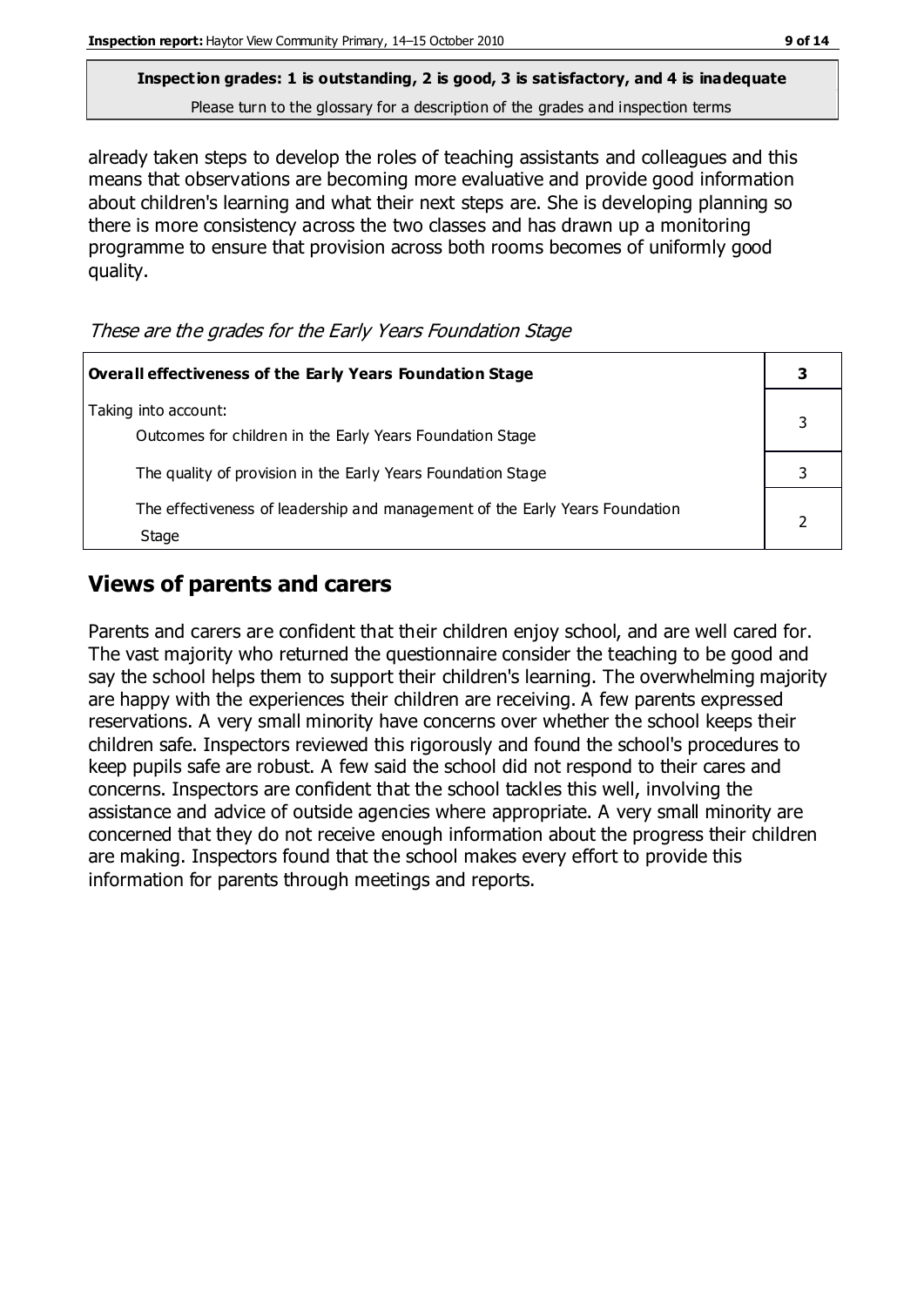**Inspection grades: 1 is outstanding, 2 is good, 3 is satisfactory, and 4 is inadequate**

Please turn to the glossary for a description of the grades and inspection terms

already taken steps to develop the roles of teaching assistants and colleagues and this means that observations are becoming more evaluative and provide good information about children's learning and what their next steps are. She is developing planning so there is more consistency across the two classes and has drawn up a monitoring programme to ensure that provision across both rooms becomes of uniformly good quality.

*These are the grades for the Early Years Foundation Stage*

| **Overall effectiveness of the Early Years Foundation Stage** | **3** |
|---|---|
| Taking into account: Outcomes for children in the Early Years Foundation Stage | 3 |
| The quality of provision in the Early Years Foundation Stage | 3 |
| The effectiveness of leadership and management of the Early Years Foundation Stage | 2 |

## Views of parents and carers

Parents and carers are confident that their children enjoy school, and are well cared for. The vast majority who returned the questionnaire consider the teaching to be good and say the school helps them to support their children's learning. The overwhelming majority are happy with the experiences their children are receiving. A few parents expressed reservations. A very small minority have concerns over whether the school keeps their children safe. Inspectors reviewed this rigorously and found the school's procedures to keep pupils safe are robust. A few said the school did not respond to their cares and concerns. Inspectors are confident that the school tackles this well, involving the assistance and advice of outside agencies where appropriate. A very small minority are concerned that they do not receive enough information about the progress their children are making. Inspectors found that the school makes every effort to provide this information for parents through meetings and reports.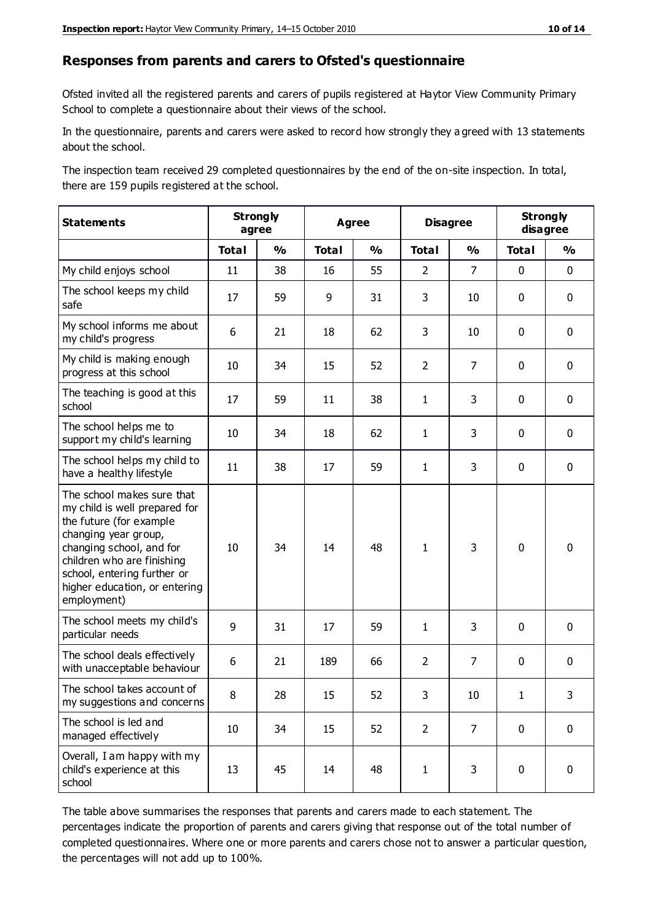## Responses from parents and carers to Ofsted's questionnaire

Ofsted invited all the registered parents and carers of pupils registered at Haytor View Community Primary School to complete a questionnaire about their views of the school.

In the questionnaire, parents and carers were asked to record how strongly they agreed with 13 statements about the school.

The inspection team received 29 completed questionnaires by the end of the on-site inspection. In total, there are 159 pupils registered at the school.

| Statements | Strongly agree | | Agree | | Disagree | | Strongly disagree | |
|---|---|---|---|---|---|---|---|---|
| | Total | % | Total | % | Total | % | Total | % |
| My child enjoys school | 11 | 38 | 16 | 55 | 2 | 7 | 0 | 0 |
| The school keeps my child safe | 17 | 59 | 9 | 31 | 3 | 10 | 0 | 0 |
| My school informs me about my child's progress | 6 | 21 | 18 | 62 | 3 | 10 | 0 | 0 |
| My child is making enough progress at this school | 10 | 34 | 15 | 52 | 2 | 7 | 0 | 0 |
| The teaching is good at this school | 17 | 59 | 11 | 38 | 1 | 3 | 0 | 0 |
| The school helps me to support my child's learning | 10 | 34 | 18 | 62 | 1 | 3 | 0 | 0 |
| The school helps my child to have a healthy lifestyle | 11 | 38 | 17 | 59 | 1 | 3 | 0 | 0 |
| The school makes sure that my child is well prepared for the future (for example changing year group, changing school, and for children who are finishing school, entering further or higher education, or entering employment) | 10 | 34 | 14 | 48 | 1 | 3 | 0 | 0 |
| The school meets my child's particular needs | 9 | 31 | 17 | 59 | 1 | 3 | 0 | 0 |
| The school deals effectively with unacceptable behaviour | 6 | 21 | 189 | 66 | 2 | 7 | 0 | 0 |
| The school takes account of my suggestions and concerns | 8 | 28 | 15 | 52 | 3 | 10 | 1 | 3 |
| The school is led and managed effectively | 10 | 34 | 15 | 52 | 2 | 7 | 0 | 0 |
| Overall, I am happy with my child's experience at this school | 13 | 45 | 14 | 48 | 1 | 3 | 0 | 0 |

The table above summarises the responses that parents and carers made to each statement. The percentages indicate the proportion of parents and carers giving that response out of the total number of completed questionnaires. Where one or more parents and carers chose not to answer a particular question, the percentages will not add up to 100%.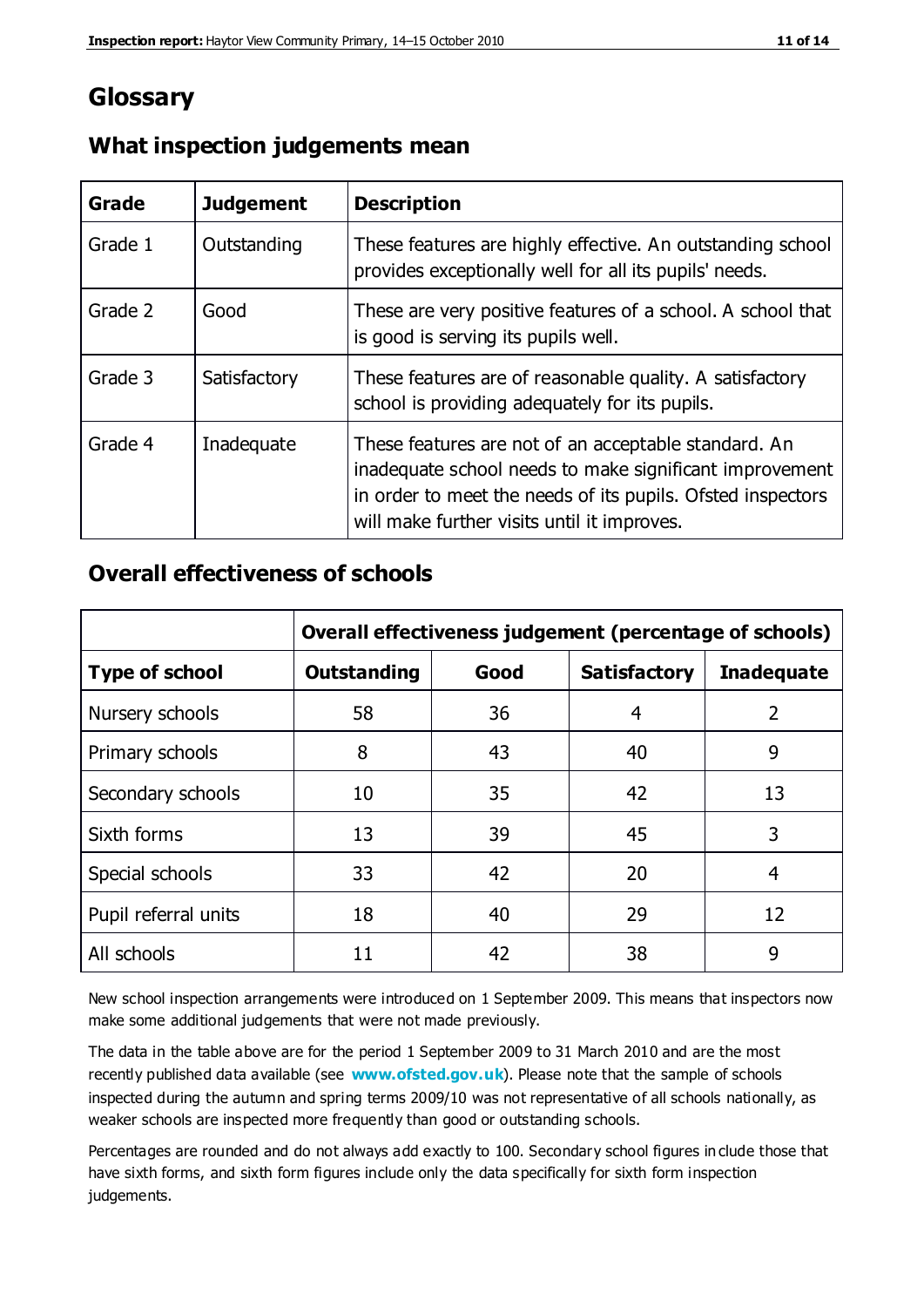# Glossary

## What inspection judgements mean

| Grade | Judgement | Description |
| --- | --- | --- |
| Grade 1 | Outstanding | These features are highly effective. An outstanding school provides exceptionally well for all its pupils' needs. |
| Grade 2 | Good | These are very positive features of a school. A school that is good is serving its pupils well. |
| Grade 3 | Satisfactory | These features are of reasonable quality. A satisfactory school is providing adequately for its pupils. |
| Grade 4 | Inadequate | These features are not of an acceptable standard. An inadequate school needs to make significant improvement in order to meet the needs of its pupils. Ofsted inspectors will make further visits until it improves. |

## Overall effectiveness of schools

| | Overall effectiveness judgement (percentage of schools) | | | |
| --- | --- | --- | --- | --- |
| **Type of school** | **Outstanding** | **Good** | **Satisfactory** | **Inadequate** |
| Nursery schools | 58 | 36 | 4 | 2 |
| Primary schools | 8 | 43 | 40 | 9 |
| Secondary schools | 10 | 35 | 42 | 13 |
| Sixth forms | 13 | 39 | 45 | 3 |
| Special schools | 33 | 42 | 20 | 4 |
| Pupil referral units | 18 | 40 | 29 | 12 |
| All schools | 11 | 42 | 38 | 9 |

New school inspection arrangements were introduced on 1 September 2009. This means that inspectors now make some additional judgements that were not made previously.

The data in the table above are for the period 1 September 2009 to 31 March 2010 and are the most recently published data available (see **www.ofsted.gov.uk**). Please note that the sample of schools inspected during the autumn and spring terms 2009/10 was not representative of all schools nationally, as weaker schools are inspected more frequently than good or outstanding schools.

Percentages are rounded and do not always add exactly to 100. Secondary school figures include those that have sixth forms, and sixth form figures include only the data specifically for sixth form inspection judgements.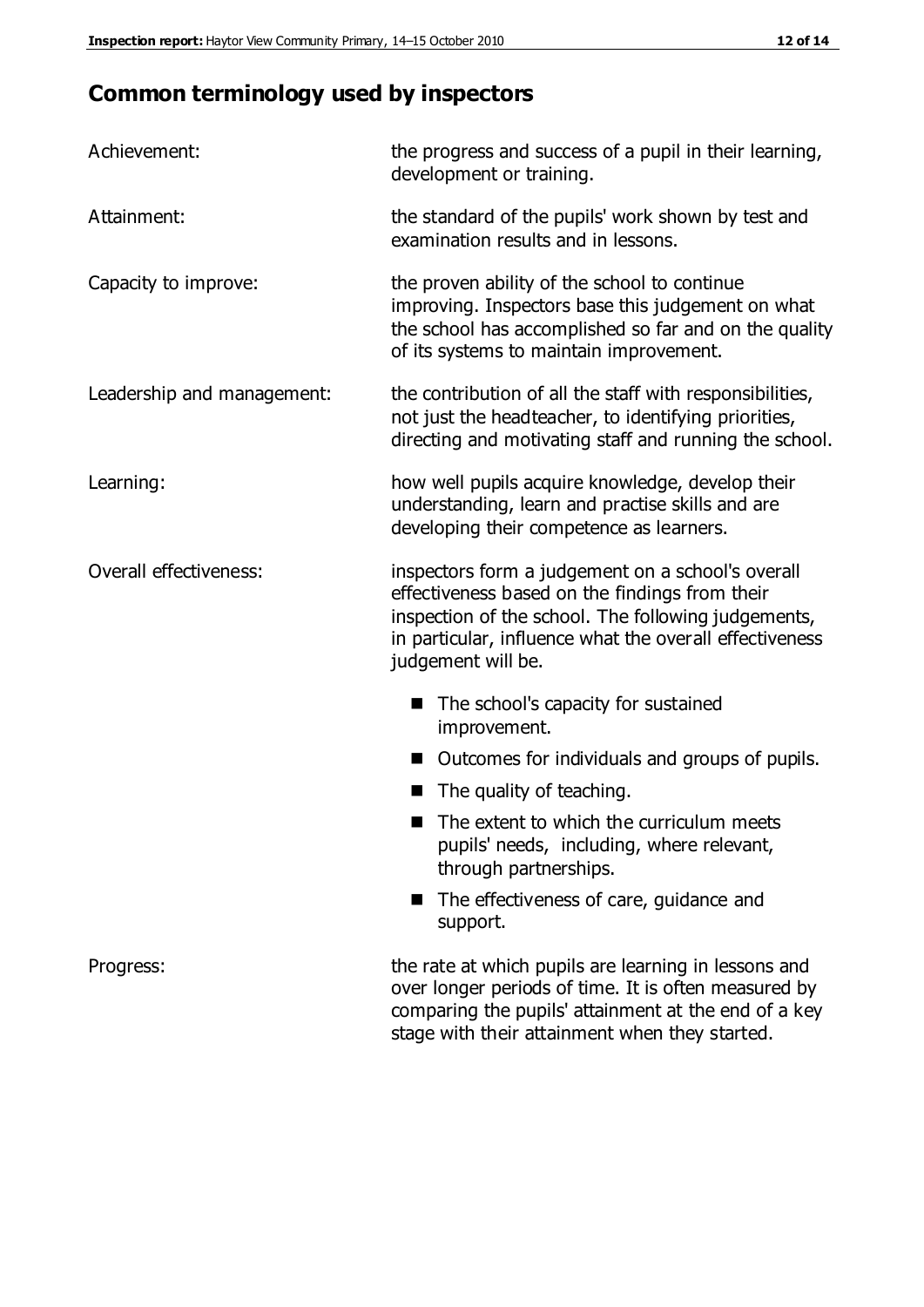## Common terminology used by inspectors

| | |
|---|---|
| Achievement: | the progress and success of a pupil in their learning, development or training. |
| Attainment: | the standard of the pupils' work shown by test and examination results and in lessons. |
| Capacity to improve: | the proven ability of the school to continue improving. Inspectors base this judgement on what the school has accomplished so far and on the quality of its systems to maintain improvement. |
| Leadership and management: | the contribution of all the staff with responsibilities, not just the headteacher, to identifying priorities, directing and motivating staff and running the school. |
| Learning: | how well pupils acquire knowledge, develop their understanding, learn and practise skills and are developing their competence as learners. |
| Overall effectiveness: | inspectors form a judgement on a school's overall effectiveness based on the findings from their inspection of the school. The following judgements, in particular, influence what the overall effectiveness judgement will be. <br>■ The school's capacity for sustained improvement.<br>■ Outcomes for individuals and groups of pupils.<br>■ The quality of teaching.<br>■ The extent to which the curriculum meets pupils' needs, including, where relevant, through partnerships.<br>■ The effectiveness of care, guidance and support. |
| Progress: | the rate at which pupils are learning in lessons and over longer periods of time. It is often measured by comparing the pupils' attainment at the end of a key stage with their attainment when they started. |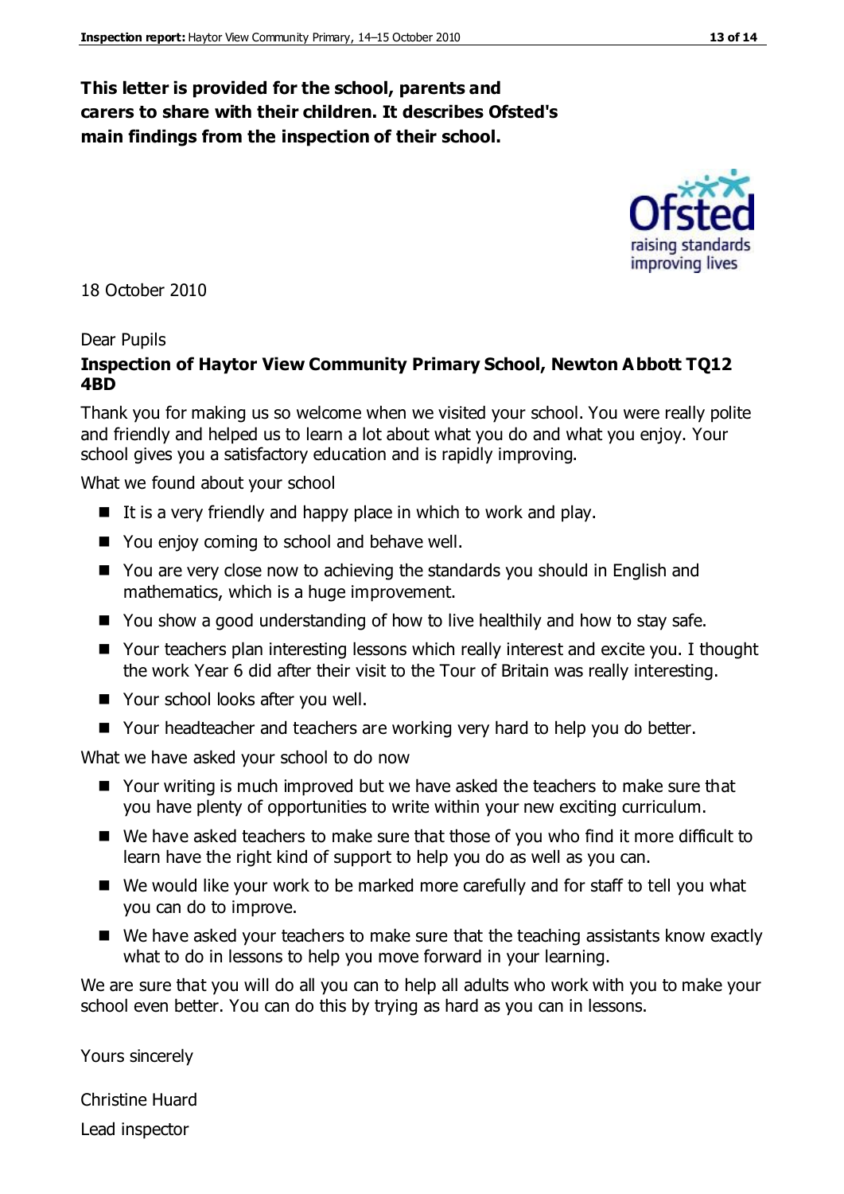**This letter is provided for the school, parents and carers to share with their children. It describes Ofsted's main findings from the inspection of their school.**

18 October 2010

Dear Pupils

**Inspection of Haytor View Community Primary School, Newton Abbott TQ12 4BD**

Thank you for making us so welcome when we visited your school. You were really polite and friendly and helped us to learn a lot about what you do and what you enjoy. Your school gives you a satisfactory education and is rapidly improving.

What we found about your school

- It is a very friendly and happy place in which to work and play.
- You enjoy coming to school and behave well.
- You are very close now to achieving the standards you should in English and mathematics, which is a huge improvement.
- You show a good understanding of how to live healthily and how to stay safe.
- Your teachers plan interesting lessons which really interest and excite you. I thought the work Year 6 did after their visit to the Tour of Britain was really interesting.
- Your school looks after you well.
- Your headteacher and teachers are working very hard to help you do better.

What we have asked your school to do now

- Your writing is much improved but we have asked the teachers to make sure that you have plenty of opportunities to write within your new exciting curriculum.
- We have asked teachers to make sure that those of you who find it more difficult to learn have the right kind of support to help you do as well as you can.
- We would like your work to be marked more carefully and for staff to tell you what you can do to improve.
- We have asked your teachers to make sure that the teaching assistants know exactly what to do in lessons to help you move forward in your learning.

We are sure that you will do all you can to help all adults who work with you to make your school even better. You can do this by trying as hard as you can in lessons.

Yours sincerely

Christine Huard

Lead inspector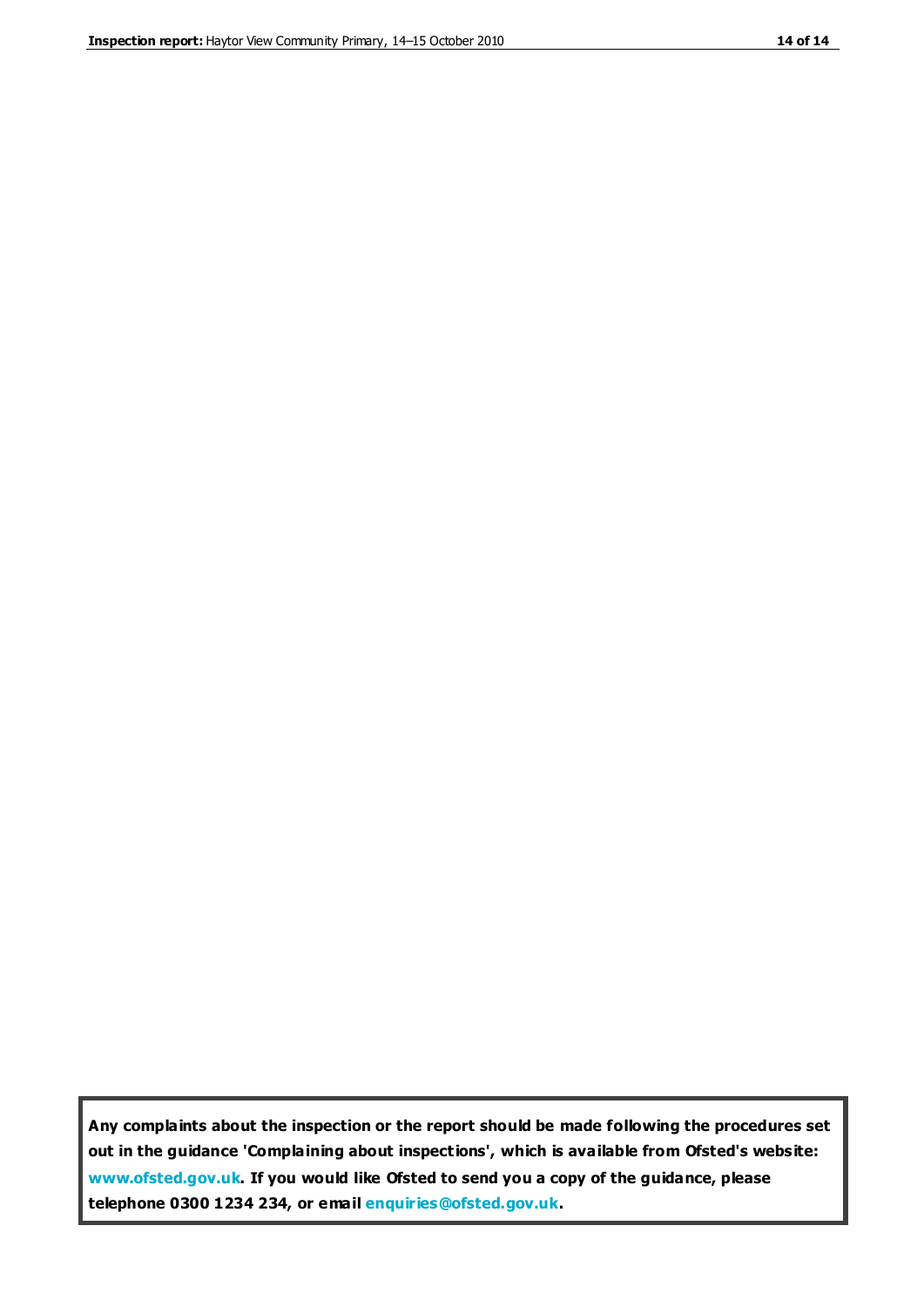**Any complaints about the inspection or the report should be made following the procedures set out in the guidance 'Complaining about inspections', which is available from Ofsted's website: www.ofsted.gov.uk. If you would like Ofsted to send you a copy of the guidance, please telephone 0300 1234 234, or email enquiries@ofsted.gov.uk.**